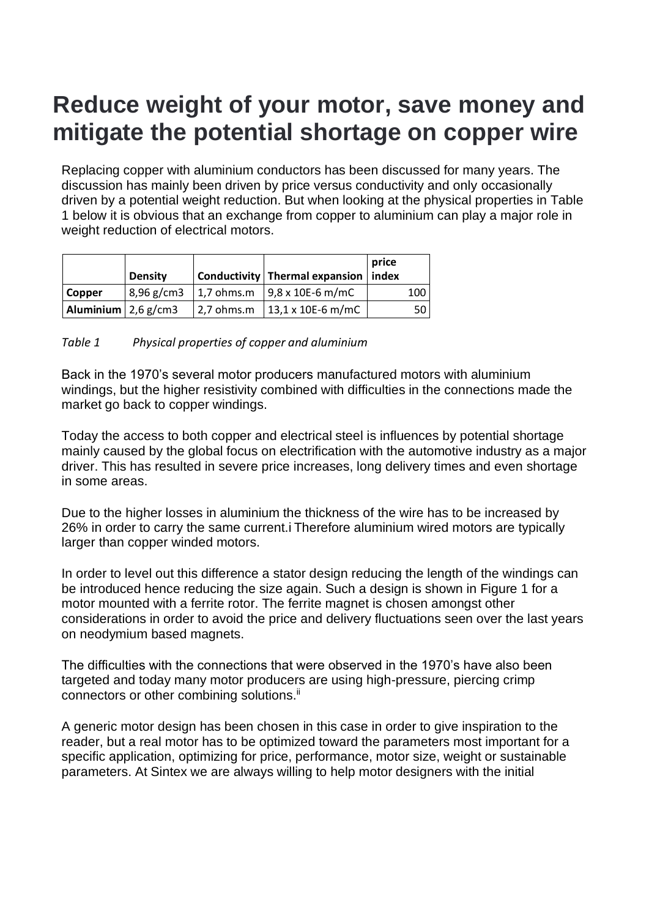# Reduce weight of your motor, save money and mitigate the potential shortage on copper wire

Replacing copper with aluminium conductors has been discussed for many years. The discussion has mainly been driven by price versus conductivity and only occasionally driven by a potential weight reduction. But when looking at the physical properties in Table 1 below it is obvious that an exchange from copper to aluminium can play a major role in weight reduction of electrical motors.

| | Density | Conductivity | Thermal expansion | price index |
|---|---|---|---|---|
| **Copper** | 8,96 g/cm3 | 1,7 ohms.m | 9,8 x 10E-6 m/mC | 100 |
| **Aluminium** | 2,6 g/cm3 | 2,7 ohms.m | 13,1 x 10E-6 m/mC | 50 |

*Table 1 Physical properties of copper and aluminium*

Back in the 1970's several motor producers manufactured motors with aluminium windings, but the higher resistivity combined with difficulties in the connections made the market go back to copper windings.

Today the access to both copper and electrical steel is influences by potential shortage mainly caused by the global focus on electrification with the automotive industry as a major driver. This has resulted in severe price increases, long delivery times and even shortage in some areas.

Due to the higher losses in aluminium the thickness of the wire has to be increased by 26% in order to carry the same current.[i] Therefore aluminium wired motors are typically larger than copper winded motors.

In order to level out this difference a stator design reducing the length of the windings can be introduced hence reducing the size again. Such a design is shown in Figure 1 for a motor mounted with a ferrite rotor. The ferrite magnet is chosen amongst other considerations in order to avoid the price and delivery fluctuations seen over the last years on neodymium based magnets.

The difficulties with the connections that were observed in the 1970's have also been targeted and today many motor producers are using high-pressure, piercing crimp connectors or other combining solutions.[ii]

A generic motor design has been chosen in this case in order to give inspiration to the reader, but a real motor has to be optimized toward the parameters most important for a specific application, optimizing for price, performance, motor size, weight or sustainable parameters. At Sintex we are always willing to help motor designers with the initial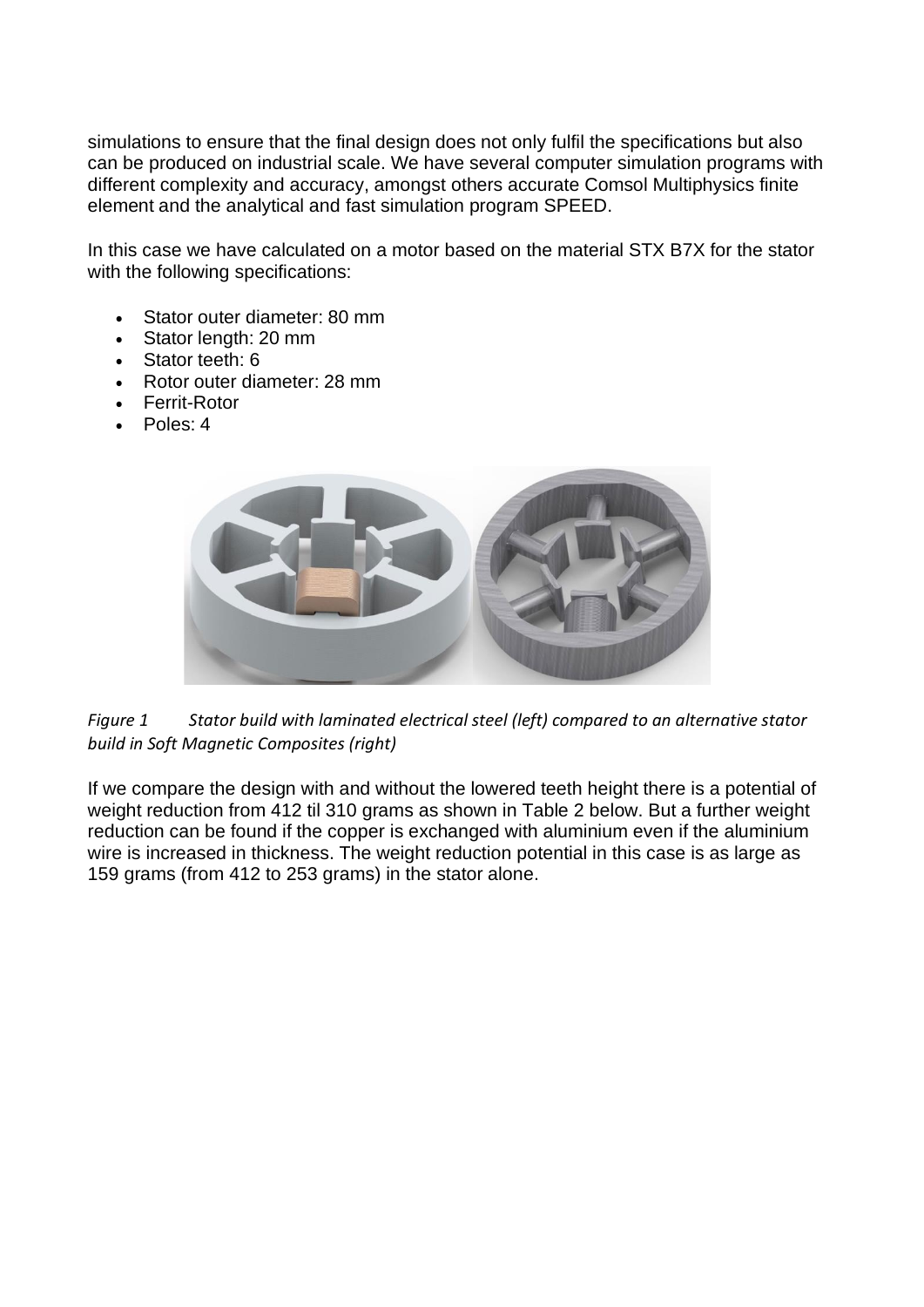simulations to ensure that the final design does not only fulfil the specifications but also can be produced on industrial scale. We have several computer simulation programs with different complexity and accuracy, amongst others accurate Comsol Multiphysics finite element and the analytical and fast simulation program SPEED.

In this case we have calculated on a motor based on the material STX B7X for the stator with the following specifications:

- Stator outer diameter: 80 mm
- Stator length: 20 mm
- Stator teeth: 6
- Rotor outer diameter: 28 mm
- Ferrit-Rotor
- Poles: 4

*Figure 1 Stator build with laminated electrical steel (left) compared to an alternative stator build in Soft Magnetic Composites (right)*

If we compare the design with and without the lowered teeth height there is a potential of weight reduction from 412 til 310 grams as shown in Table 2 below. But a further weight reduction can be found if the copper is exchanged with aluminium even if the aluminium wire is increased in thickness. The weight reduction potential in this case is as large as 159 grams (from 412 to 253 grams) in the stator alone.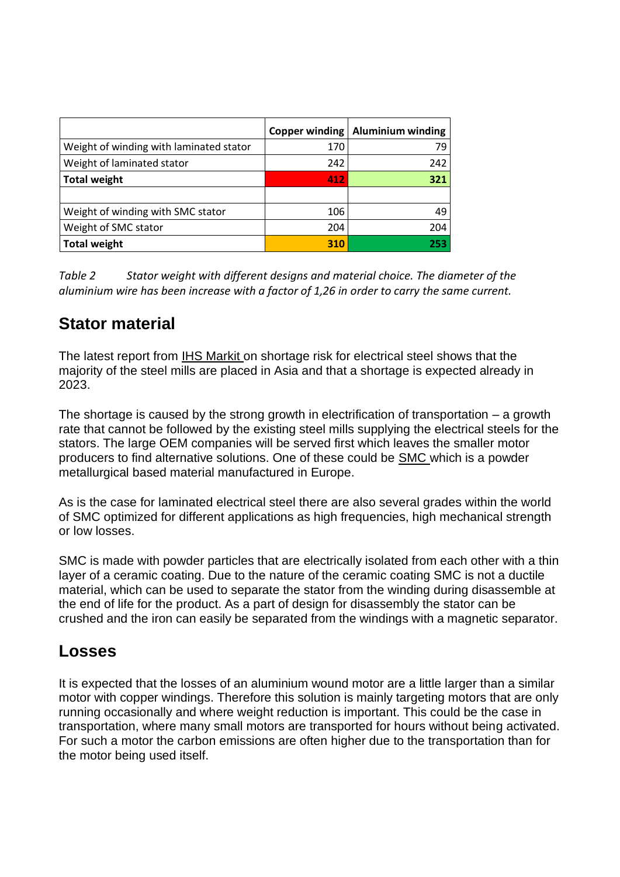|  | **Copper winding** | **Aluminium winding** |
|---|---|---|
| Weight of winding with laminated stator | 170 | 79 |
| Weight of laminated stator | 242 | 242 |
| **Total weight** | **412** | **321** |
|  |  |  |
| Weight of winding with SMC stator | 106 | 49 |
| Weight of SMC stator | 204 | 204 |
| **Total weight** | **310** | **253** |

*Table 2 Stator weight with different designs and material choice. The diameter of the aluminium wire has been increase with a factor of 1,26 in order to carry the same current.*

## Stator material

The latest report from IHS Markit on shortage risk for electrical steel shows that the majority of the steel mills are placed in Asia and that a shortage is expected already in 2023.

The shortage is caused by the strong growth in electrification of transportation – a growth rate that cannot be followed by the existing steel mills supplying the electrical steels for the stators. The large OEM companies will be served first which leaves the smaller motor producers to find alternative solutions. One of these could be SMC which is a powder metallurgical based material manufactured in Europe.

As is the case for laminated electrical steel there are also several grades within the world of SMC optimized for different applications as high frequencies, high mechanical strength or low losses.

SMC is made with powder particles that are electrically isolated from each other with a thin layer of a ceramic coating. Due to the nature of the ceramic coating SMC is not a ductile material, which can be used to separate the stator from the winding during disassemble at the end of life for the product. As a part of design for disassembly the stator can be crushed and the iron can easily be separated from the windings with a magnetic separator.

## Losses

It is expected that the losses of an aluminium wound motor are a little larger than a similar motor with copper windings. Therefore this solution is mainly targeting motors that are only running occasionally and where weight reduction is important. This could be the case in transportation, where many small motors are transported for hours without being activated. For such a motor the carbon emissions are often higher due to the transportation than for the motor being used itself.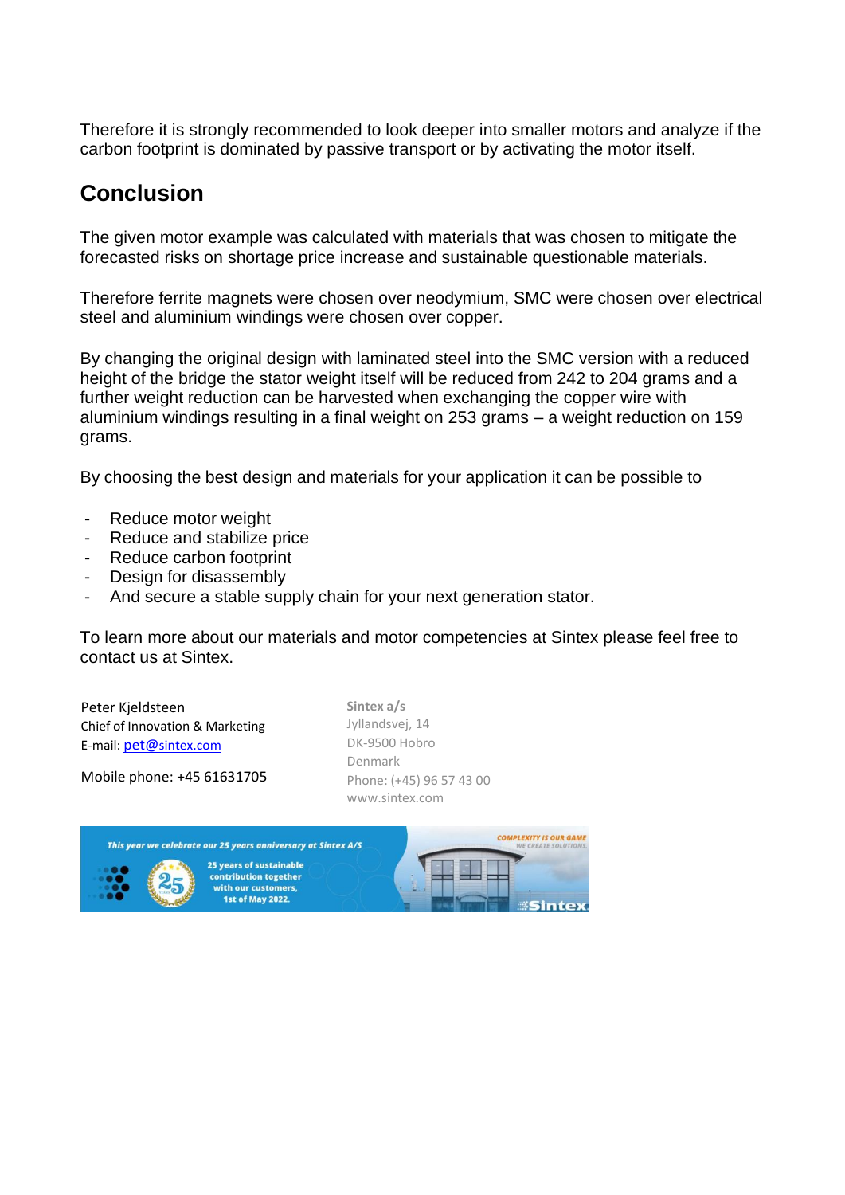Therefore it is strongly recommended to look deeper into smaller motors and analyze if the carbon footprint is dominated by passive transport or by activating the motor itself.

## Conclusion

The given motor example was calculated with materials that was chosen to mitigate the forecasted risks on shortage price increase and sustainable questionable materials.

Therefore ferrite magnets were chosen over neodymium, SMC were chosen over electrical steel and aluminium windings were chosen over copper.

By changing the original design with laminated steel into the SMC version with a reduced height of the bridge the stator weight itself will be reduced from 242 to 204 grams and a further weight reduction can be harvested when exchanging the copper wire with aluminium windings resulting in a final weight on 253 grams – a weight reduction on 159 grams.

By choosing the best design and materials for your application it can be possible to

- Reduce motor weight
- Reduce and stabilize price
- Reduce carbon footprint
- Design for disassembly
- And secure a stable supply chain for your next generation stator.

To learn more about our materials and motor competencies at Sintex please feel free to contact us at Sintex.

Peter Kjeldsteen
Chief of Innovation & Marketing
E-mail: pet@sintex.com

Mobile phone: +45 61631705

Sintex a/s
Jyllandsvej, 14
DK-9500 Hobro
Denmark
Phone: (+45) 96 57 43 00
www.sintex.com

This year we celebrate our 25 years anniversary at Sintex A/S

25 years of sustainable contribution together with our customers, 1st of May 2022.

COMPLEXITY IS OUR GAME
WE CREATE SOLUTIONS

Sintex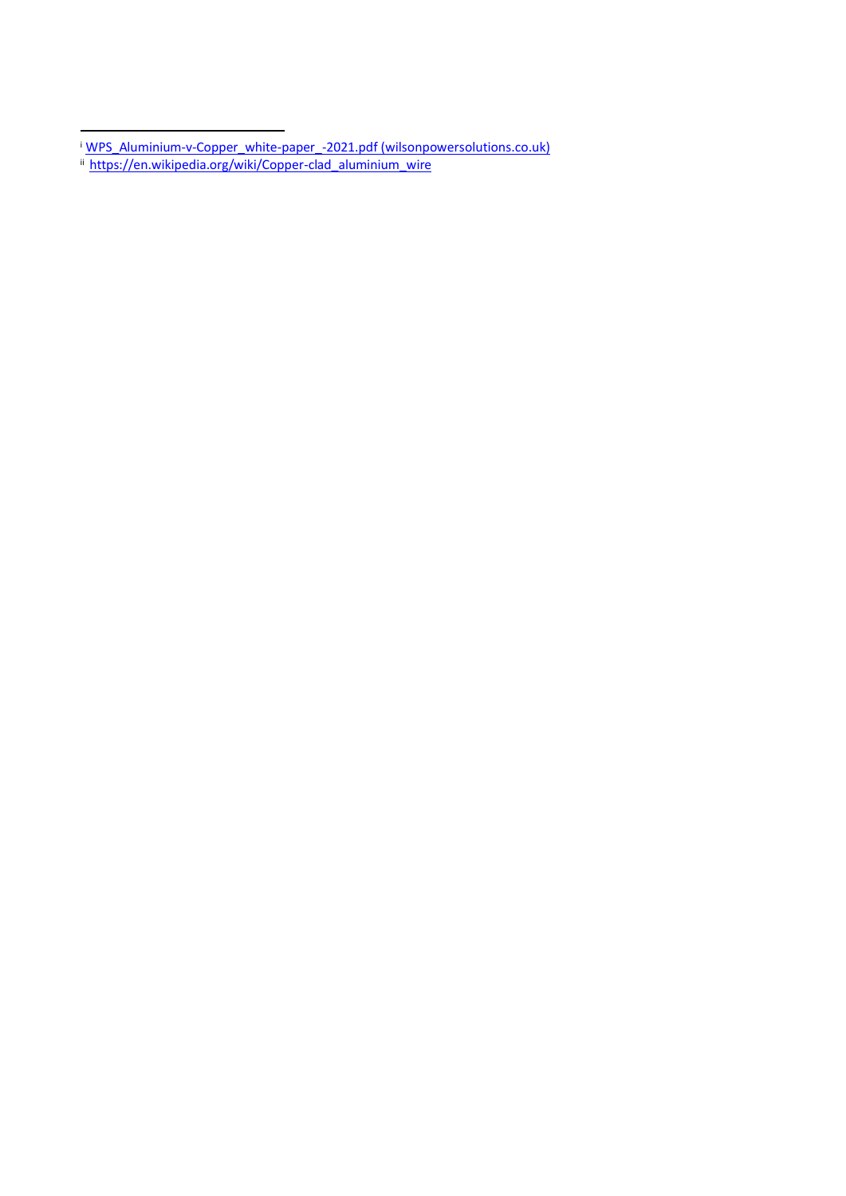---

[i] WPS_Aluminium-v-Copper_white-paper_-2021.pdf (wilsonpowersolutions.co.uk)

[ii] https://en.wikipedia.org/wiki/Copper-clad_aluminium_wire